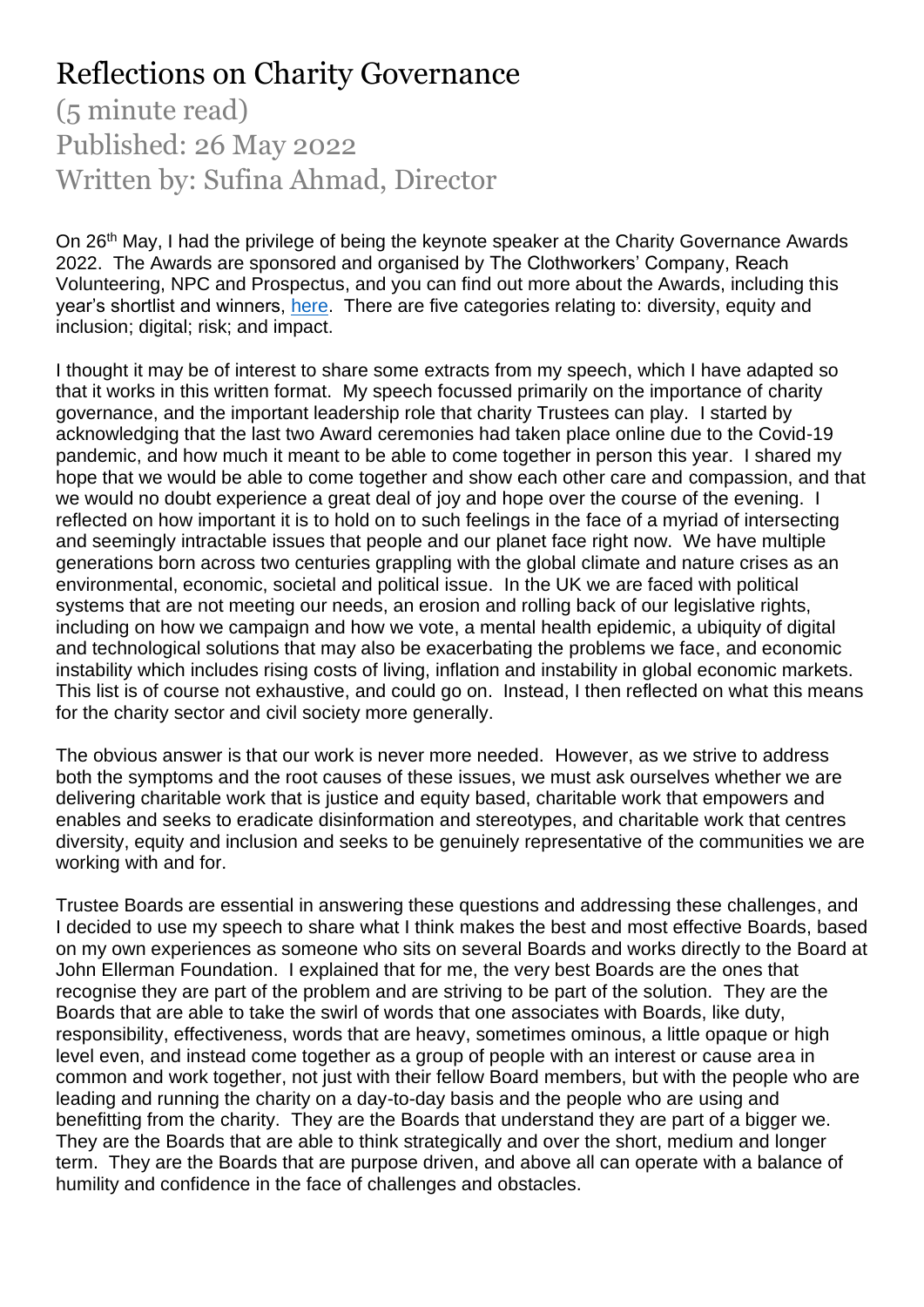# Reflections on Charity Governance

(5 minute read)
Published: 26 May 2022
Written by: Sufina Ahmad, Director

On 26th May, I had the privilege of being the keynote speaker at the Charity Governance Awards 2022. The Awards are sponsored and organised by The Clothworkers' Company, Reach Volunteering, NPC and Prospectus, and you can find out more about the Awards, including this year's shortlist and winners, [here](). There are five categories relating to: diversity, equity and inclusion; digital; risk; and impact.

I thought it may be of interest to share some extracts from my speech, which I have adapted so that it works in this written format. My speech focussed primarily on the importance of charity governance, and the important leadership role that charity Trustees can play. I started by acknowledging that the last two Award ceremonies had taken place online due to the Covid-19 pandemic, and how much it meant to be able to come together in person this year. I shared my hope that we would be able to come together and show each other care and compassion, and that we would no doubt experience a great deal of joy and hope over the course of the evening. I reflected on how important it is to hold on to such feelings in the face of a myriad of intersecting and seemingly intractable issues that people and our planet face right now. We have multiple generations born across two centuries grappling with the global climate and nature crises as an environmental, economic, societal and political issue. In the UK we are faced with political systems that are not meeting our needs, an erosion and rolling back of our legislative rights, including on how we campaign and how we vote, a mental health epidemic, a ubiquity of digital and technological solutions that may also be exacerbating the problems we face, and economic instability which includes rising costs of living, inflation and instability in global economic markets. This list is of course not exhaustive, and could go on. Instead, I then reflected on what this means for the charity sector and civil society more generally.

The obvious answer is that our work is never more needed. However, as we strive to address both the symptoms and the root causes of these issues, we must ask ourselves whether we are delivering charitable work that is justice and equity based, charitable work that empowers and enables and seeks to eradicate disinformation and stereotypes, and charitable work that centres diversity, equity and inclusion and seeks to be genuinely representative of the communities we are working with and for.

Trustee Boards are essential in answering these questions and addressing these challenges, and I decided to use my speech to share what I think makes the best and most effective Boards, based on my own experiences as someone who sits on several Boards and works directly to the Board at John Ellerman Foundation. I explained that for me, the very best Boards are the ones that recognise they are part of the problem and are striving to be part of the solution. They are the Boards that are able to take the swirl of words that one associates with Boards, like duty, responsibility, effectiveness, words that are heavy, sometimes ominous, a little opaque or high level even, and instead come together as a group of people with an interest or cause area in common and work together, not just with their fellow Board members, but with the people who are leading and running the charity on a day-to-day basis and the people who are using and benefitting from the charity. They are the Boards that understand they are part of a bigger we. They are the Boards that are able to think strategically and over the short, medium and longer term. They are the Boards that are purpose driven, and above all can operate with a balance of humility and confidence in the face of challenges and obstacles.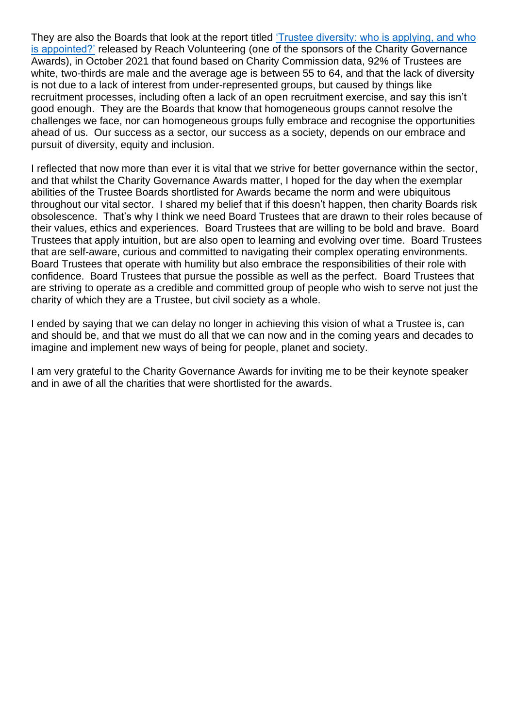They are also the Boards that look at the report titled ['Trustee diversity: who is applying, and who is appointed?'] released by Reach Volunteering (one of the sponsors of the Charity Governance Awards), in October 2021 that found based on Charity Commission data, 92% of Trustees are white, two-thirds are male and the average age is between 55 to 64, and that the lack of diversity is not due to a lack of interest from under-represented groups, but caused by things like recruitment processes, including often a lack of an open recruitment exercise, and say this isn't good enough. They are the Boards that know that homogeneous groups cannot resolve the challenges we face, nor can homogeneous groups fully embrace and recognise the opportunities ahead of us. Our success as a sector, our success as a society, depends on our embrace and pursuit of diversity, equity and inclusion.

I reflected that now more than ever it is vital that we strive for better governance within the sector, and that whilst the Charity Governance Awards matter, I hoped for the day when the exemplar abilities of the Trustee Boards shortlisted for Awards became the norm and were ubiquitous throughout our vital sector. I shared my belief that if this doesn't happen, then charity Boards risk obsolescence. That's why I think we need Board Trustees that are drawn to their roles because of their values, ethics and experiences. Board Trustees that are willing to be bold and brave. Board Trustees that apply intuition, but are also open to learning and evolving over time. Board Trustees that are self-aware, curious and committed to navigating their complex operating environments. Board Trustees that operate with humility but also embrace the responsibilities of their role with confidence. Board Trustees that pursue the possible as well as the perfect. Board Trustees that are striving to operate as a credible and committed group of people who wish to serve not just the charity of which they are a Trustee, but civil society as a whole.

I ended by saying that we can delay no longer in achieving this vision of what a Trustee is, can and should be, and that we must do all that we can now and in the coming years and decades to imagine and implement new ways of being for people, planet and society.

I am very grateful to the Charity Governance Awards for inviting me to be their keynote speaker and in awe of all the charities that were shortlisted for the awards.